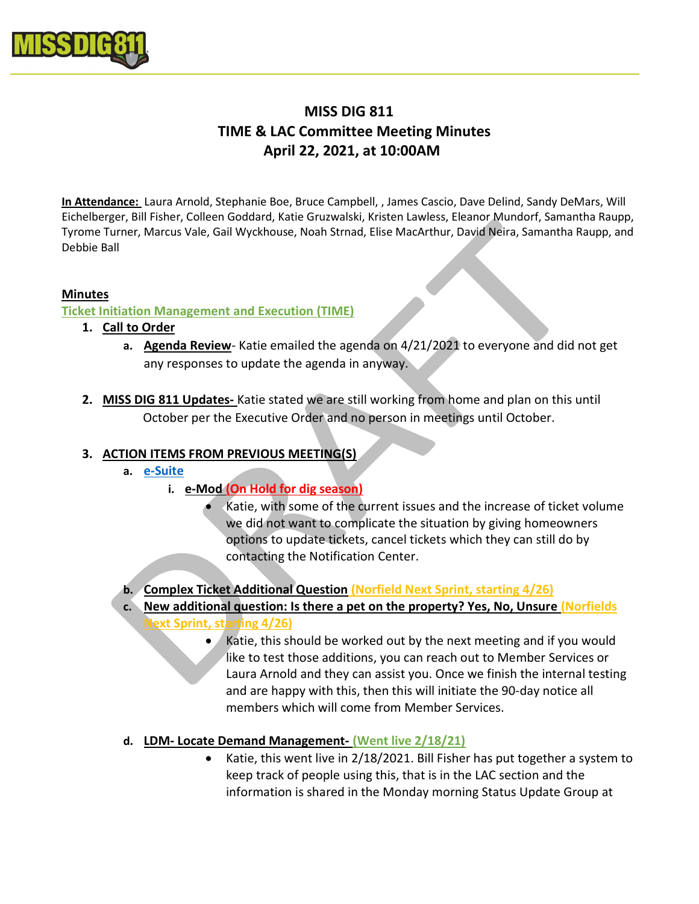# MISS DIG 811
# TIME & LAC Committee Meeting Minutes
# April 22, 2021, at 10:00AM

**In Attendance:** Laura Arnold, Stephanie Boe, Bruce Campbell, , James Cascio, Dave Delind, Sandy DeMars, Will Eichelberger, Bill Fisher, Colleen Goddard, Katie Gruzwalski, Kristen Lawless, Eleanor Mundorf, Samantha Raupp, Tyrome Turner, Marcus Vale, Gail Wyckhouse, Noah Strnad, Elise MacArthur, David Neira, Samantha Raupp, and Debbie Ball

## Minutes

### Ticket Initiation Management and Execution (TIME)

1. **Call to Order**
   a. **Agenda Review**- Katie emailed the agenda on 4/21/2021 to everyone and did not get any responses to update the agenda in anyway.

2. **MISS DIG 811 Updates-** Katie stated we are still working from home and plan on this until October per the Executive Order and no person in meetings until October.

3. **ACTION ITEMS FROM PREVIOUS MEETING(S)**
   a. **e-Suite**
      i. **e-Mod (On Hold for dig season)**
         - Katie, with some of the current issues and the increase of ticket volume we did not want to complicate the situation by giving homeowners options to update tickets, cancel tickets which they can still do by contacting the Notification Center.

   b. **Complex Ticket Additional Question (Norfield Next Sprint, starting 4/26)**
   c. **New additional question: Is there a pet on the property? Yes, No, Unsure (Norfields Next Sprint, starting 4/26)**
      - Katie, this should be worked out by the next meeting and if you would like to test those additions, you can reach out to Member Services or Laura Arnold and they can assist you. Once we finish the internal testing and are happy with this, then this will initiate the 90-day notice all members which will come from Member Services.

   d. **LDM- Locate Demand Management- (Went live 2/18/21)**
      - Katie, this went live in 2/18/2021. Bill Fisher has put together a system to keep track of people using this, that is in the LAC section and the information is shared in the Monday morning Status Update Group at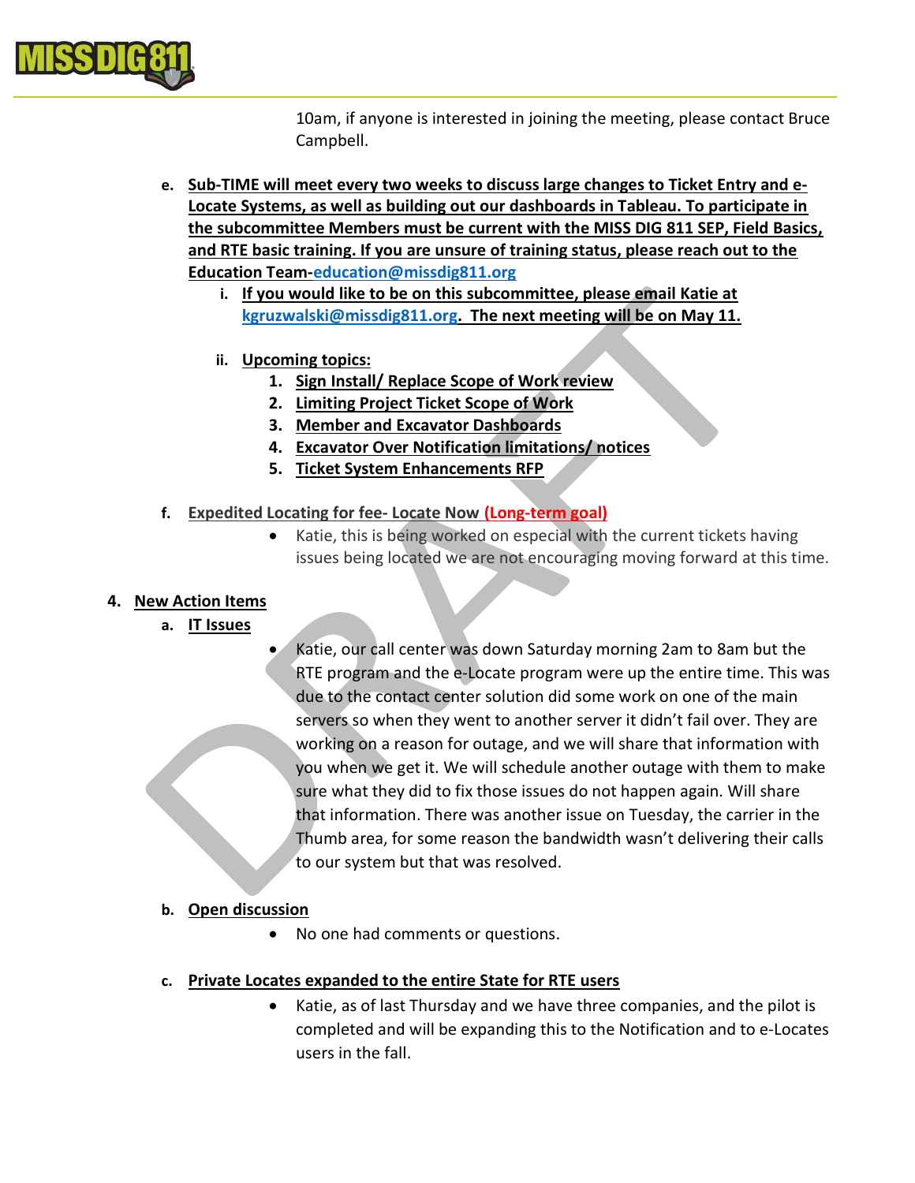10am, if anyone is interested in joining the meeting, please contact Bruce Campbell.

e. **Sub-TIME will meet every two weeks to discuss large changes to Ticket Entry and e-Locate Systems, as well as building out our dashboards in Tableau. To participate in the subcommittee Members must be current with the MISS DIG 811 SEP, Field Basics, and RTE basic training. If you are unsure of training status, please reach out to the Education Team-education@missdig811.org**

   i. **If you would like to be on this subcommittee, please email Katie at kgruzwalski@missdig811.org. The next meeting will be on May 11.**

   ii. **Upcoming topics:**

      1. **Sign Install/ Replace Scope of Work review**
      2. **Limiting Project Ticket Scope of Work**
      3. **Member and Excavator Dashboards**
      4. **Excavator Over Notification limitations/ notices**
      5. **Ticket System Enhancements RFP**

f. **Expedited Locating for fee- Locate Now (Long-term goal)**

   - Katie, this is being worked on especial with the current tickets having issues being located we are not encouraging moving forward at this time.

4. **New Action Items**

   a. **IT Issues**

   - Katie, our call center was down Saturday morning 2am to 8am but the RTE program and the e-Locate program were up the entire time. This was due to the contact center solution did some work on one of the main servers so when they went to another server it didn't fail over. They are working on a reason for outage, and we will share that information with you when we get it. We will schedule another outage with them to make sure what they did to fix those issues do not happen again. Will share that information. There was another issue on Tuesday, the carrier in the Thumb area, for some reason the bandwidth wasn't delivering their calls to our system but that was resolved.

   b. **Open discussion**

   - No one had comments or questions.

   c. **Private Locates expanded to the entire State for RTE users**

   - Katie, as of last Thursday and we have three companies, and the pilot is completed and will be expanding this to the Notification and to e-Locates users in the fall.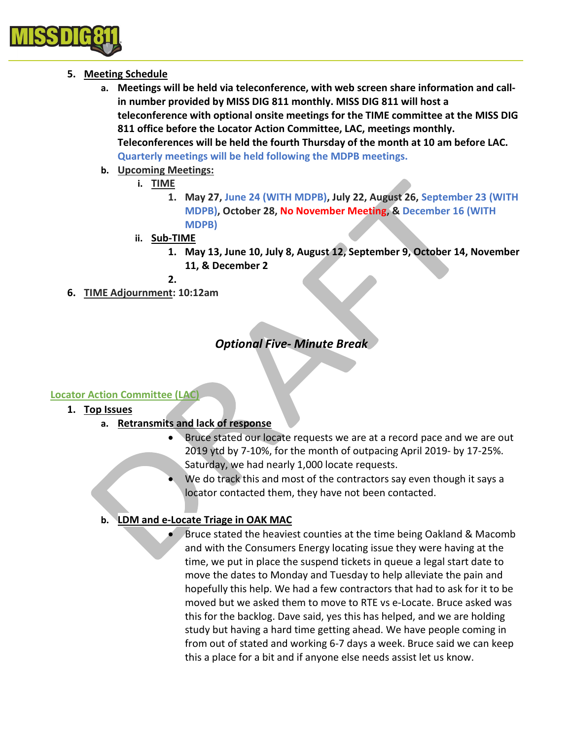5. **Meeting Schedule**
   a. **Meetings will be held via teleconference, with web screen share information and call-in number provided by MISS DIG 811 monthly. MISS DIG 811 will host a teleconference with optional onsite meetings for the TIME committee at the MISS DIG 811 office before the Locator Action Committee, LAC, meetings monthly. Teleconferences will be held the fourth Thursday of the month at 10 am before LAC. Quarterly meetings will be held following the MDPB meetings.**
   b. **Upcoming Meetings:**
      i. **TIME**
         1. **May 27, June 24 (WITH MDPB), July 22, August 26, September 23 (WITH MDPB), October 28, No November Meeting, & December 16 (WITH MDPB)**
      ii. **Sub-TIME**
         1. **May 13, June 10, July 8, August 12, September 9, October 14, November 11, & December 2**
         2.
6. **TIME Adjournment: 10:12am**

***Optional Five- Minute Break***

## Locator Action Committee (LAC)

1. **Top Issues**
   a. **Retransmits and lack of response**
      - Bruce stated our locate requests we are at a record pace and we are out 2019 ytd by 7-10%, for the month of outpacing April 2019- by 17-25%. Saturday, we had nearly 1,000 locate requests.
      - We do track this and most of the contractors say even though it says a locator contacted them, they have not been contacted.

   b. **LDM and e-Locate Triage in OAK MAC**
      - Bruce stated the heaviest counties at the time being Oakland & Macomb and with the Consumers Energy locating issue they were having at the time, we put in place the suspend tickets in queue a legal start date to move the dates to Monday and Tuesday to help alleviate the pain and hopefully this help. We had a few contractors that had to ask for it to be moved but we asked them to move to RTE vs e-Locate. Bruce asked was this for the backlog. Dave said, yes this has helped, and we are holding study but having a hard time getting ahead. We have people coming in from out of stated and working 6-7 days a week. Bruce said we can keep this a place for a bit and if anyone else needs assist let us know.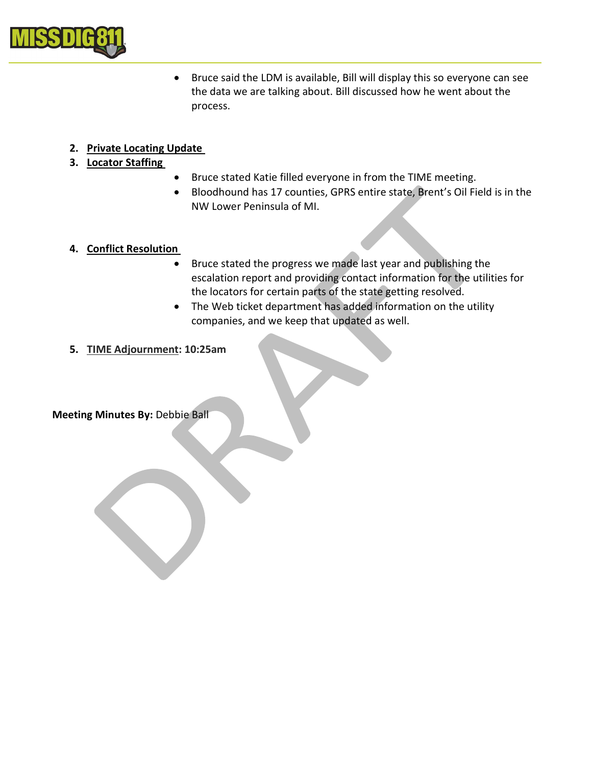- Bruce said the LDM is available, Bill will display this so everyone can see the data we are talking about. Bill discussed how he went about the process.

2. **Private Locating Update**
3. **Locator Staffing**
   - Bruce stated Katie filled everyone in from the TIME meeting.
   - Bloodhound has 17 counties, GPRS entire state, Brent's Oil Field is in the NW Lower Peninsula of MI.

4. **Conflict Resolution**
   - Bruce stated the progress we made last year and publishing the escalation report and providing contact information for the utilities for the locators for certain parts of the state getting resolved.
   - The Web ticket department has added information on the utility companies, and we keep that updated as well.

5. **TIME Adjournment: 10:25am**

**Meeting Minutes By:** Debbie Ball